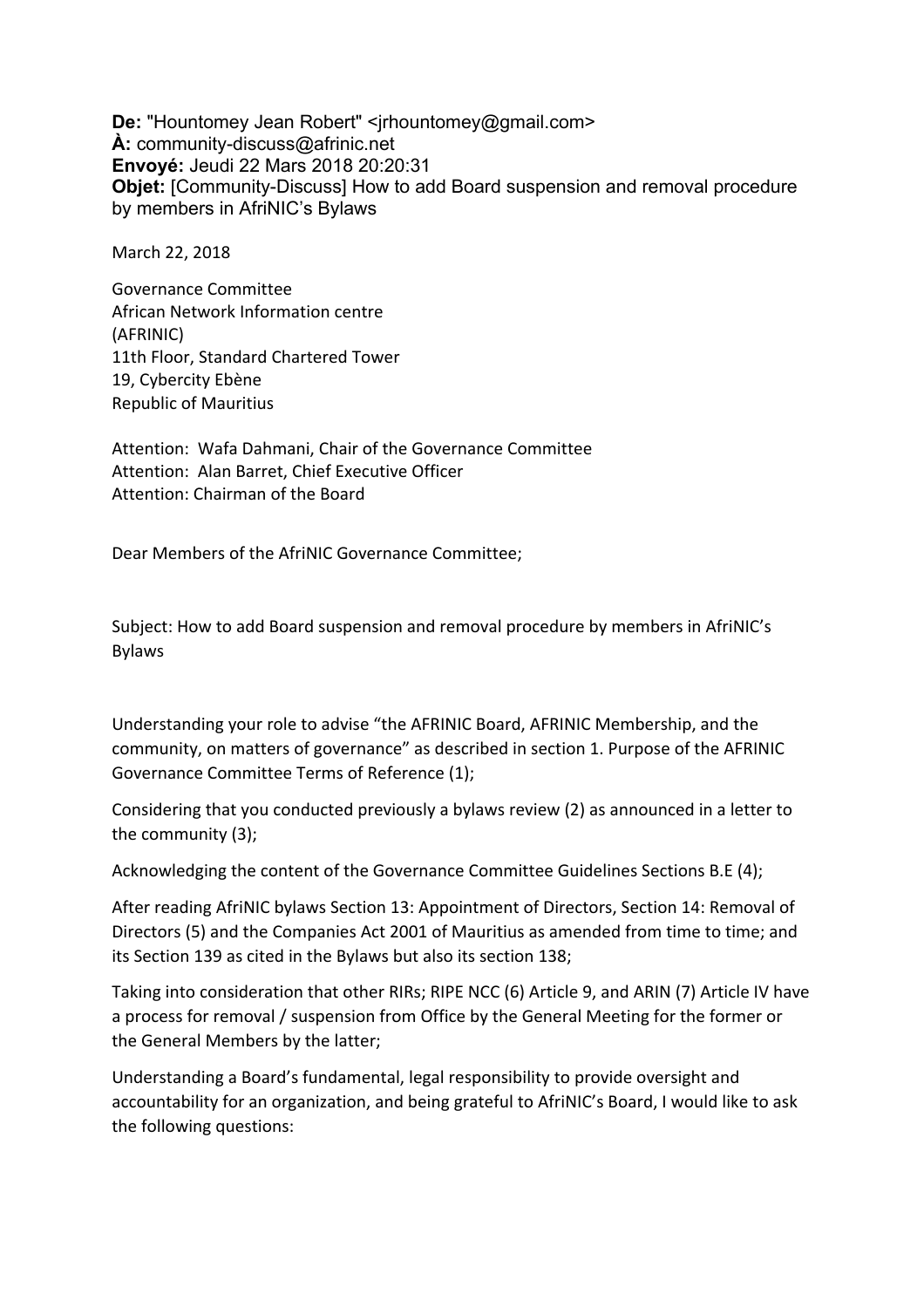**De:** "Hountomey Jean Robert" <jrhountomey@gmail.com>
**À:** community-discuss@afrinic.net
**Envoyé:** Jeudi 22 Mars 2018 20:20:31
**Objet:** [Community-Discuss] How to add Board suspension and removal procedure by members in AfriNIC's Bylaws

March 22, 2018

Governance Committee
African Network Information centre
(AFRINIC)
11th Floor, Standard Chartered Tower
19, Cybercity Ebène
Republic of Mauritius

Attention: Wafa Dahmani, Chair of the Governance Committee
Attention: Alan Barret, Chief Executive Officer
Attention: Chairman of the Board

Dear Members of the AfriNIC Governance Committee;

Subject: How to add Board suspension and removal procedure by members in AfriNIC's Bylaws

Understanding your role to advise "the AFRINIC Board, AFRINIC Membership, and the community, on matters of governance" as described in section 1. Purpose of the AFRINIC Governance Committee Terms of Reference (1);

Considering that you conducted previously a bylaws review (2) as announced in a letter to the community (3);

Acknowledging the content of the Governance Committee Guidelines Sections B.E (4);

After reading AfriNIC bylaws Section 13: Appointment of Directors, Section 14: Removal of Directors (5) and the Companies Act 2001 of Mauritius as amended from time to time; and its Section 139 as cited in the Bylaws but also its section 138;

Taking into consideration that other RIRs; RIPE NCC (6) Article 9, and ARIN (7) Article IV have a process for removal / suspension from Office by the General Meeting for the former or the General Members by the latter;

Understanding a Board's fundamental, legal responsibility to provide oversight and accountability for an organization, and being grateful to AfriNIC's Board, I would like to ask the following questions: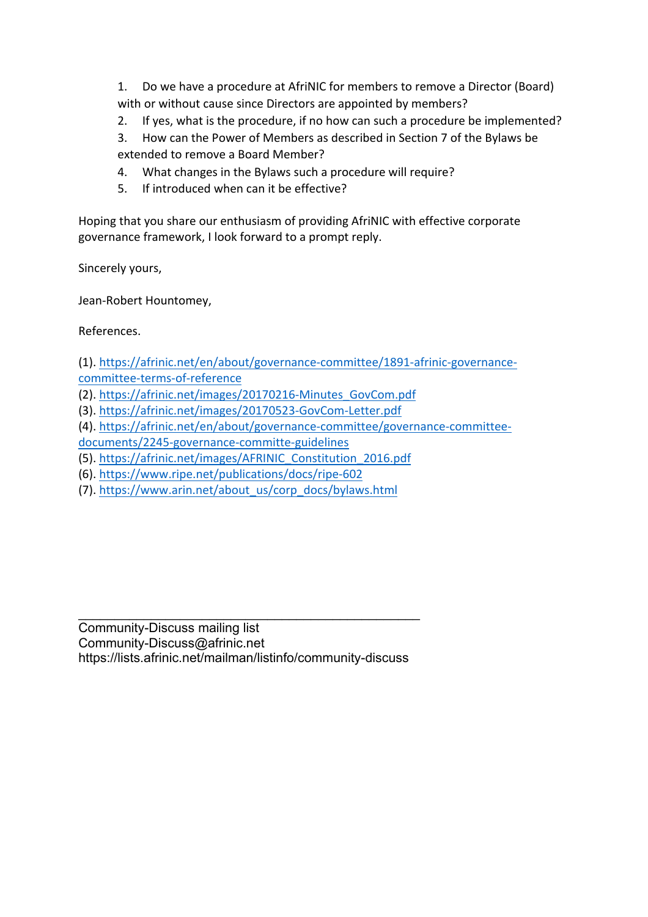1. Do we have a procedure at AfriNIC for members to remove a Director (Board) with or without cause since Directors are appointed by members?
2. If yes, what is the procedure, if no how can such a procedure be implemented?
3. How can the Power of Members as described in Section 7 of the Bylaws be extended to remove a Board Member?
4. What changes in the Bylaws such a procedure will require?
5. If introduced when can it be effective?

Hoping that you share our enthusiasm of providing AfriNIC with effective corporate governance framework, I look forward to a prompt reply.

Sincerely yours,

Jean-Robert Hountomey,

References.

(1). https://afrinic.net/en/about/governance-committee/1891-afrinic-governance-committee-terms-of-reference
(2). https://afrinic.net/images/20170216-Minutes_GovCom.pdf
(3). https://afrinic.net/images/20170523-GovCom-Letter.pdf
(4). https://afrinic.net/en/about/governance-committee/governance-committee-documents/2245-governance-committe-guidelines
(5). https://afrinic.net/images/AFRINIC_Constitution_2016.pdf
(6). https://www.ripe.net/publications/docs/ripe-602
(7). https://www.arin.net/about_us/corp_docs/bylaws.html

_______________________________________________
Community-Discuss mailing list
Community-Discuss@afrinic.net
https://lists.afrinic.net/mailman/listinfo/community-discuss